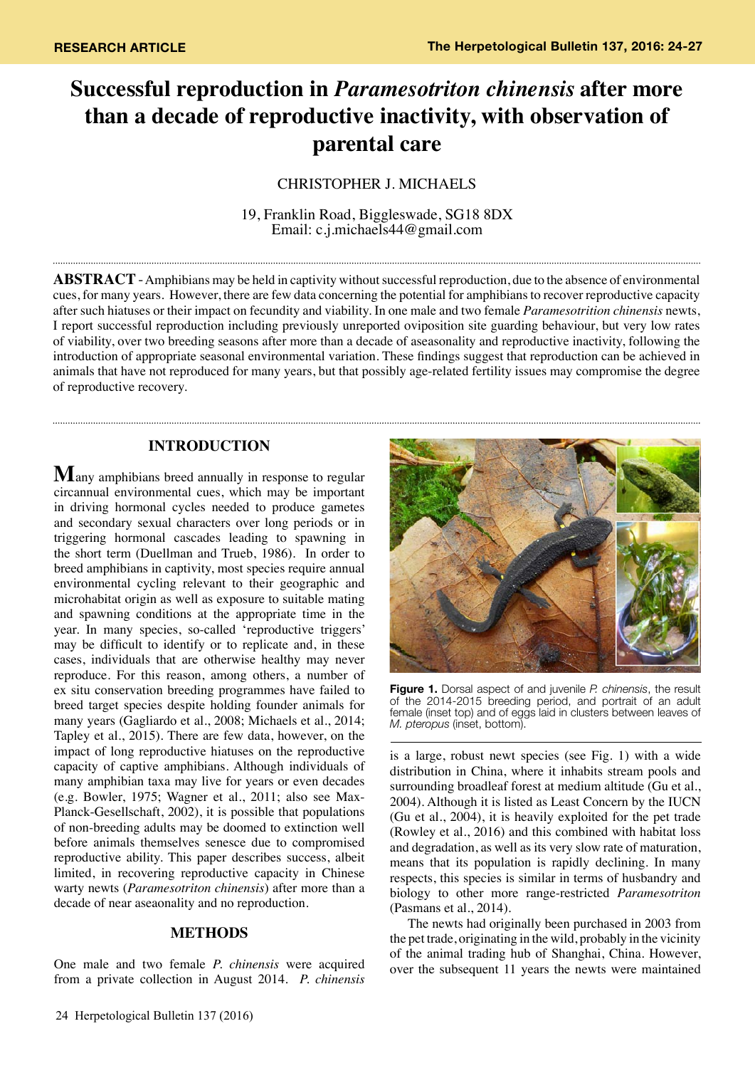RESEARCH ARTICLE

# Successful reproduction in *Paramesotriton chinensis* after more than a decade of reproductive inactivity, with observation of parental care

CHRISTOPHER J. MICHAELS

19, Franklin Road, Biggleswade, SG18 8DX
Email: c.j.michaels44@gmail.com

**ABSTRACT** - Amphibians may be held in captivity without successful reproduction, due to the absence of environmental cues, for many years. However, there are few data concerning the potential for amphibians to recover reproductive capacity after such hiatuses or their impact on fecundity and viability. In one male and two female *Paramesotrition chinensis* newts, I report successful reproduction including previously unreported oviposition site guarding behaviour, but very low rates of viability, over two breeding seasons after more than a decade of aseasonality and reproductive inactivity, following the introduction of appropriate seasonal environmental variation. These findings suggest that reproduction can be achieved in animals that have not reproduced for many years, but that possibly age-related fertility issues may compromise the degree of reproductive recovery.

## INTRODUCTION

Many amphibians breed annually in response to regular circannual environmental cues, which may be important in driving hormonal cycles needed to produce gametes and secondary sexual characters over long periods or in triggering hormonal cascades leading to spawning in the short term (Duellman and Trueb, 1986). In order to breed amphibians in captivity, most species require annual environmental cycling relevant to their geographic and microhabitat origin as well as exposure to suitable mating and spawning conditions at the appropriate time in the year. In many species, so-called 'reproductive triggers' may be difficult to identify or to replicate and, in these cases, individuals that are otherwise healthy may never reproduce. For this reason, among others, a number of ex situ conservation breeding programmes have failed to breed target species despite holding founder animals for many years (Gagliardo et al., 2008; Michaels et al., 2014; Tapley et al., 2015). There are few data, however, on the impact of long reproductive hiatuses on the reproductive capacity of captive amphibians. Although individuals of many amphibian taxa may live for years or even decades (e.g. Bowler, 1975; Wagner et al., 2011; also see Max-Planck-Gesellschaft, 2002), it is possible that populations of non-breeding adults may be doomed to extinction well before animals themselves senesce due to compromised reproductive ability. This paper describes success, albeit limited, in recovering reproductive capacity in Chinese warty newts (*Paramesotriton chinensis*) after more than a decade of near aseaonality and no reproduction.

## METHODS

One male and two female *P. chinensis* were acquired from a private collection in August 2014. *P. chinensis* is a large, robust newt species (see Fig. 1) with a wide distribution in China, where it inhabits stream pools and surrounding broadleaf forest at medium altitude (Gu et al., 2004). Although it is listed as Least Concern by the IUCN (Gu et al., 2004), it is heavily exploited for the pet trade (Rowley et al., 2016) and this combined with habitat loss and degradation, as well as its very slow rate of maturation, means that its population is rapidly declining. In many respects, this species is similar in terms of husbandry and biology to other more range-restricted *Paramesotriton* (Pasmans et al., 2014).

**Figure 1.** Dorsal aspect of and juvenile *P. chinensis*, the result of the 2014-2015 breeding period, and portrait of an adult female (inset top) and of eggs laid in clusters between leaves of *M. pteropus* (inset, bottom).

The newts had originally been purchased in 2003 from the pet trade, originating in the wild, probably in the vicinity of the animal trading hub of Shanghai, China. However, over the subsequent 11 years the newts were maintained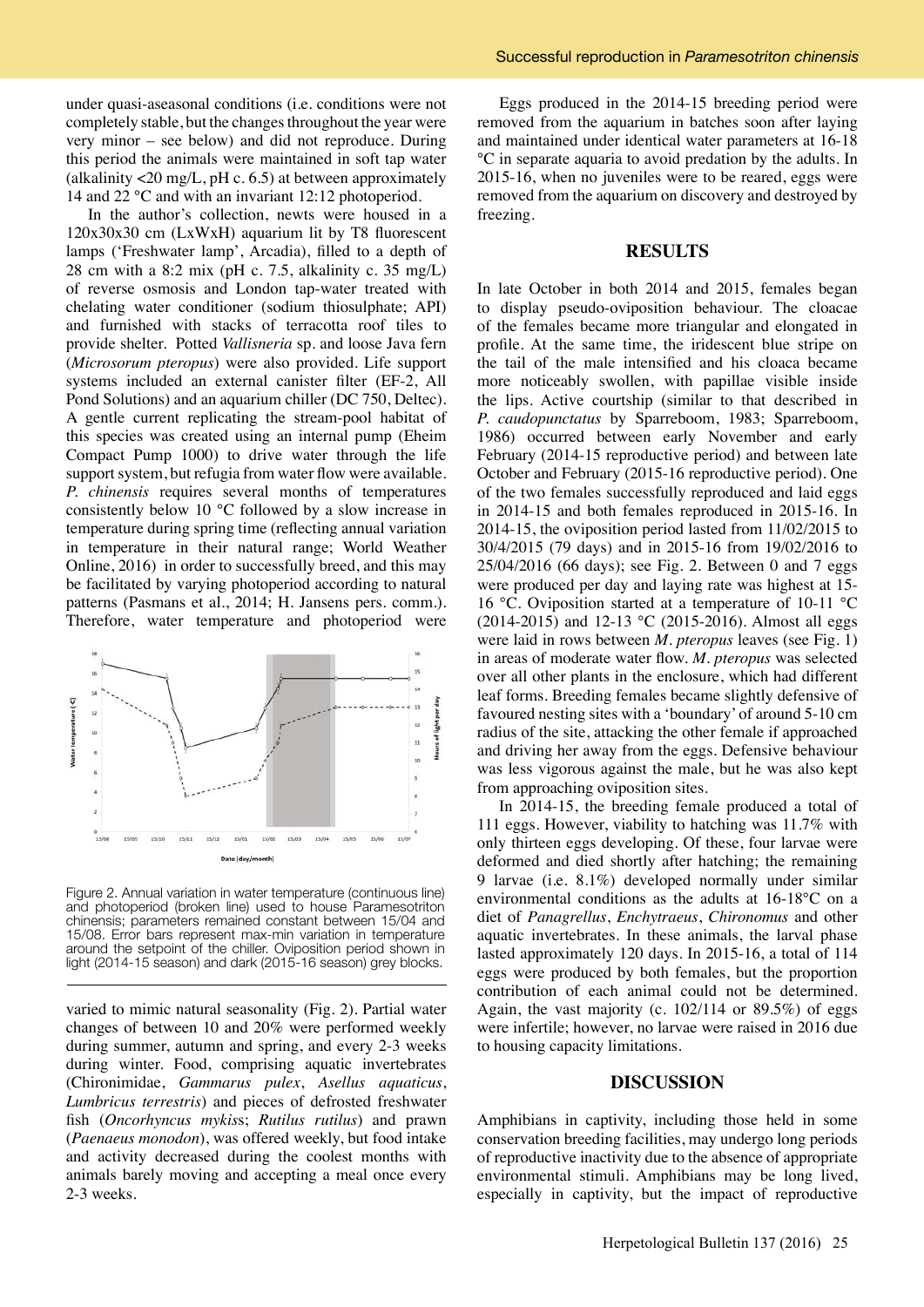under quasi-aseasonal conditions (i.e. conditions were not completely stable, but the changes throughout the year were very minor – see below) and did not reproduce. During this period the animals were maintained in soft tap water (alkalinity <20 mg/L, pH c. 6.5) at between approximately 14 and 22 °C and with an invariant 12:12 photoperiod.

In the author's collection, newts were housed in a 120x30x30 cm (LxWxH) aquarium lit by T8 fluorescent lamps ('Freshwater lamp', Arcadia), filled to a depth of 28 cm with a 8:2 mix (pH c. 7.5, alkalinity c. 35 mg/L) of reverse osmosis and London tap-water treated with chelating water conditioner (sodium thiosulphate; API) and furnished with stacks of terracotta roof tiles to provide shelter. Potted *Vallisneria* sp. and loose Java fern (*Microsorum pteropus*) were also provided. Life support systems included an external canister filter (EF-2, All Pond Solutions) and an aquarium chiller (DC 750, Deltec). A gentle current replicating the stream-pool habitat of this species was created using an internal pump (Eheim Compact Pump 1000) to drive water through the life support system, but refugia from water flow were available. *P. chinensis* requires several months of temperatures consistently below 10 °C followed by a slow increase in temperature during spring time (reflecting annual variation in temperature in their natural range; World Weather Online, 2016) in order to successfully breed, and this may be facilitated by varying photoperiod according to natural patterns (Pasmans et al., 2014; H. Jansens pers. comm.). Therefore, water temperature and photoperiod were varied to mimic natural seasonality (Fig. 2). Partial water changes of between 10 and 20% were performed weekly during summer, autumn and spring, and every 2-3 weeks during winter. Food, comprising aquatic invertebrates (Chironimidae, *Gammarus pulex*, *Asellus aquaticus*, *Lumbricus terrestris*) and pieces of defrosted freshwater fish (*Oncorhyncus mykiss*; *Rutilus rutilus*) and prawn (*Paenaeus monodon*), was offered weekly, but food intake and activity decreased during the coolest months with animals barely moving and accepting a meal once every 2-3 weeks.

Figure 2. Annual variation in water temperature (continuous line) and photoperiod (broken line) used to house Paramesotriton chinensis; parameters remained constant between 15/04 and 15/08. Error bars represent max-min variation in temperature around the setpoint of the chiller. Oviposition period shown in light (2014-15 season) and dark (2015-16 season) grey blocks.

Eggs produced in the 2014-15 breeding period were removed from the aquarium in batches soon after laying and maintained under identical water parameters at 16-18 °C in separate aquaria to avoid predation by the adults. In 2015-16, when no juveniles were to be reared, eggs were removed from the aquarium on discovery and destroyed by freezing.

## RESULTS

In late October in both 2014 and 2015, females began to display pseudo-oviposition behaviour. The cloacae of the females became more triangular and elongated in profile. At the same time, the iridescent blue stripe on the tail of the male intensified and his cloaca became more noticeably swollen, with papillae visible inside the lips. Active courtship (similar to that described in *P. caudopunctatus* by Sparreboom, 1983; Sparreboom, 1986) occurred between early November and early February (2014-15 reproductive period) and between late October and February (2015-16 reproductive period). One of the two females successfully reproduced and laid eggs in 2014-15 and both females reproduced in 2015-16. In 2014-15, the oviposition period lasted from 11/02/2015 to 30/4/2015 (79 days) and in 2015-16 from 19/02/2016 to 25/04/2016 (66 days); see Fig. 2. Between 0 and 7 eggs were produced per day and laying rate was highest at 15-16 °C. Oviposition started at a temperature of 10-11 °C (2014-2015) and 12-13 °C (2015-2016). Almost all eggs were laid in rows between *M. pteropus* leaves (see Fig. 1) in areas of moderate water flow. *M. pteropus* was selected over all other plants in the enclosure, which had different leaf forms. Breeding females became slightly defensive of favoured nesting sites with a 'boundary' of around 5-10 cm radius of the site, attacking the other female if approached and driving her away from the eggs. Defensive behaviour was less vigorous against the male, but he was also kept from approaching oviposition sites.

In 2014-15, the breeding female produced a total of 111 eggs. However, viability to hatching was 11.7% with only thirteen eggs developing. Of these, four larvae were deformed and died shortly after hatching; the remaining 9 larvae (i.e. 8.1%) developed normally under similar environmental conditions as the adults at 16-18°C on a diet of *Panagrellus*, *Enchytraeus*, *Chironomus* and other aquatic invertebrates. In these animals, the larval phase lasted approximately 120 days. In 2015-16, a total of 114 eggs were produced by both females, but the proportion contribution of each animal could not be determined. Again, the vast majority (c. 102/114 or 89.5%) of eggs were infertile; however, no larvae were raised in 2016 due to housing capacity limitations.

## DISCUSSION

Amphibians in captivity, including those held in some conservation breeding facilities, may undergo long periods of reproductive inactivity due to the absence of appropriate environmental stimuli. Amphibians may be long lived, especially in captivity, but the impact of reproductive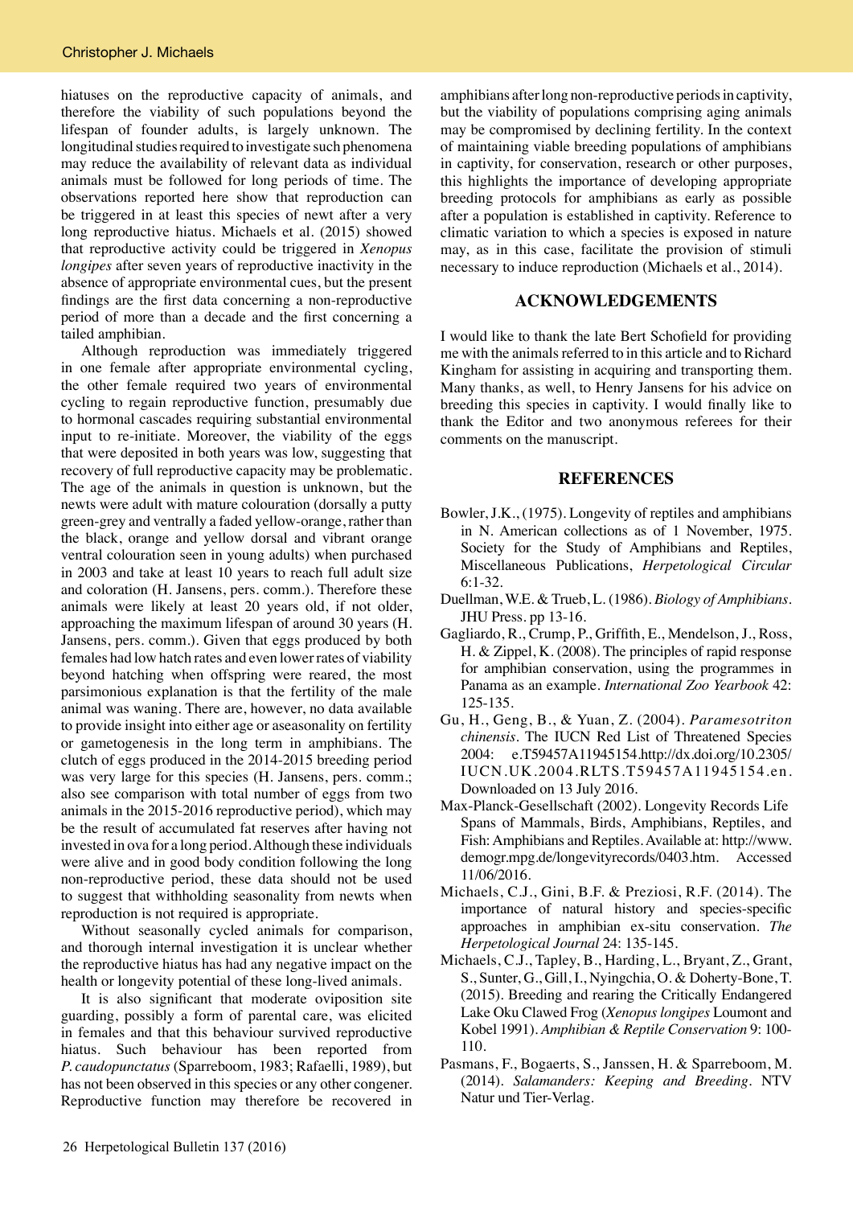hiatuses on the reproductive capacity of animals, and therefore the viability of such populations beyond the lifespan of founder adults, is largely unknown. The longitudinal studies required to investigate such phenomena may reduce the availability of relevant data as individual animals must be followed for long periods of time. The observations reported here show that reproduction can be triggered in at least this species of newt after a very long reproductive hiatus. Michaels et al. (2015) showed that reproductive activity could be triggered in *Xenopus longipes* after seven years of reproductive inactivity in the absence of appropriate environmental cues, but the present findings are the first data concerning a non-reproductive period of more than a decade and the first concerning a tailed amphibian.

Although reproduction was immediately triggered in one female after appropriate environmental cycling, the other female required two years of environmental cycling to regain reproductive function, presumably due to hormonal cascades requiring substantial environmental input to re-initiate. Moreover, the viability of the eggs that were deposited in both years was low, suggesting that recovery of full reproductive capacity may be problematic. The age of the animals in question is unknown, but the newts were adult with mature colouration (dorsally a putty green-grey and ventrally a faded yellow-orange, rather than the black, orange and yellow dorsal and vibrant orange ventral colouration seen in young adults) when purchased in 2003 and take at least 10 years to reach full adult size and coloration (H. Jansens, pers. comm.). Therefore these animals were likely at least 20 years old, if not older, approaching the maximum lifespan of around 30 years (H. Jansens, pers. comm.). Given that eggs produced by both females had low hatch rates and even lower rates of viability beyond hatching when offspring were reared, the most parsimonious explanation is that the fertility of the male animal was waning. There are, however, no data available to provide insight into either age or aseasonality on fertility or gametogenesis in the long term in amphibians. The clutch of eggs produced in the 2014-2015 breeding period was very large for this species (H. Jansens, pers. comm.; also see comparison with total number of eggs from two animals in the 2015-2016 reproductive period), which may be the result of accumulated fat reserves after having not invested in ova for a long period. Although these individuals were alive and in good body condition following the long non-reproductive period, these data should not be used to suggest that withholding seasonality from newts when reproduction is not required is appropriate.

Without seasonally cycled animals for comparison, and thorough internal investigation it is unclear whether the reproductive hiatus has had any negative impact on the health or longevity potential of these long-lived animals.

It is also significant that moderate oviposition site guarding, possibly a form of parental care, was elicited in females and that this behaviour survived reproductive hiatus. Such behaviour has been reported from *P. caudopunctatus* (Sparreboom, 1983; Rafaelli, 1989), but has not been observed in this species or any other congener. Reproductive function may therefore be recovered in amphibians after long non-reproductive periods in captivity, but the viability of populations comprising aging animals may be compromised by declining fertility. In the context of maintaining viable breeding populations of amphibians in captivity, for conservation, research or other purposes, this highlights the importance of developing appropriate breeding protocols for amphibians as early as possible after a population is established in captivity. Reference to climatic variation to which a species is exposed in nature may, as in this case, facilitate the provision of stimuli necessary to induce reproduction (Michaels et al., 2014).

## ACKNOWLEDGEMENTS

I would like to thank the late Bert Schofield for providing me with the animals referred to in this article and to Richard Kingham for assisting in acquiring and transporting them. Many thanks, as well, to Henry Jansens for his advice on breeding this species in captivity. I would finally like to thank the Editor and two anonymous referees for their comments on the manuscript.

## REFERENCES

Bowler, J.K., (1975). Longevity of reptiles and amphibians in N. American collections as of 1 November, 1975. Society for the Study of Amphibians and Reptiles, Miscellaneous Publications, *Herpetological Circular* 6:1-32.

Duellman, W.E. & Trueb, L. (1986). *Biology of Amphibians*. JHU Press. pp 13-16.

Gagliardo, R., Crump, P., Griffith, E., Mendelson, J., Ross, H. & Zippel, K. (2008). The principles of rapid response for amphibian conservation, using the programmes in Panama as an example. *International Zoo Yearbook* 42: 125-135.

Gu, H., Geng, B., & Yuan, Z. (2004). *Paramesotriton chinensis*. The IUCN Red List of Threatened Species 2004: e.T59457A11945154.http://dx.doi.org/10.2305/IUCN.UK.2004.RLTS.T59457A11945154.en. Downloaded on 13 July 2016.

Max-Planck-Gesellschaft (2002). Longevity Records Life Spans of Mammals, Birds, Amphibians, Reptiles, and Fish: Amphibians and Reptiles. Available at: http://www.demogr.mpg.de/longevityrecords/0403.htm. Accessed 11/06/2016.

Michaels, C.J., Gini, B.F. & Preziosi, R.F. (2014). The importance of natural history and species-specific approaches in amphibian ex-situ conservation. *The Herpetological Journal* 24: 135-145.

Michaels, C.J., Tapley, B., Harding, L., Bryant, Z., Grant, S., Sunter, G., Gill, I., Nyingchia, O. & Doherty-Bone, T. (2015). Breeding and rearing the Critically Endangered Lake Oku Clawed Frog (*Xenopus longipes* Loumont and Kobel 1991). *Amphibian & Reptile Conservation* 9: 100-110.

Pasmans, F., Bogaerts, S., Janssen, H. & Sparreboom, M. (2014). *Salamanders: Keeping and Breeding*. NTV Natur und Tier-Verlag.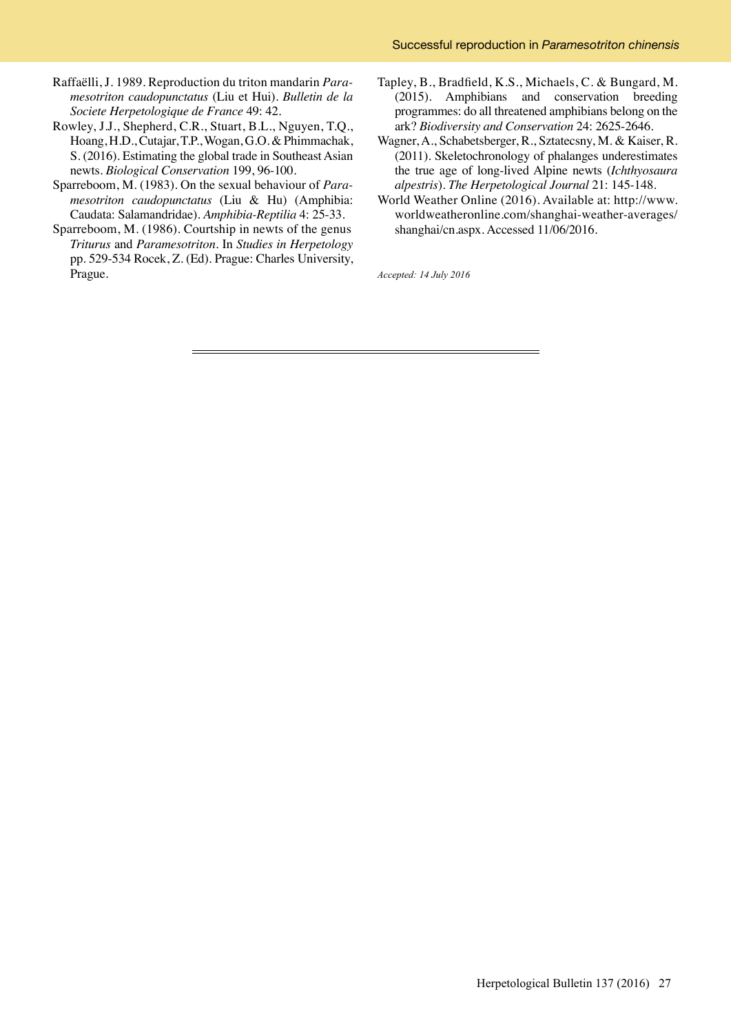Raffaëlli, J. 1989. Reproduction du triton mandarin *Paramesotriton caudopunctatus* (Liu et Hui). *Bulletin de la Societe Herpetologique de France* 49: 42.

Rowley, J.J., Shepherd, C.R., Stuart, B.L., Nguyen, T.Q., Hoang, H.D., Cutajar, T.P., Wogan, G.O. & Phimmachak, S. (2016). Estimating the global trade in Southeast Asian newts. *Biological Conservation* 199, 96-100.

Sparreboom, M. (1983). On the sexual behaviour of *Paramesotriton caudopunctatus* (Liu & Hu) (Amphibia: Caudata: Salamandridae). *Amphibia-Reptilia* 4: 25-33.

Sparreboom, M. (1986). Courtship in newts of the genus *Triturus* and *Paramesotriton*. In *Studies in Herpetology* pp. 529-534 Rocek, Z. (Ed). Prague: Charles University, Prague.

Tapley, B., Bradfield, K.S., Michaels, C. & Bungard, M. (2015). Amphibians and conservation breeding programmes: do all threatened amphibians belong on the ark? *Biodiversity and Conservation* 24: 2625-2646.

Wagner, A., Schabetsberger, R., Sztatecsny, M. & Kaiser, R. (2011). Skeletochronology of phalanges underestimates the true age of long-lived Alpine newts (*Ichthyosaura alpestris*). *The Herpetological Journal* 21: 145-148.

World Weather Online (2016). Available at: http://www.worldweatheronline.com/shanghai-weather-averages/shanghai/cn.aspx. Accessed 11/06/2016.

*Accepted: 14 July 2016*